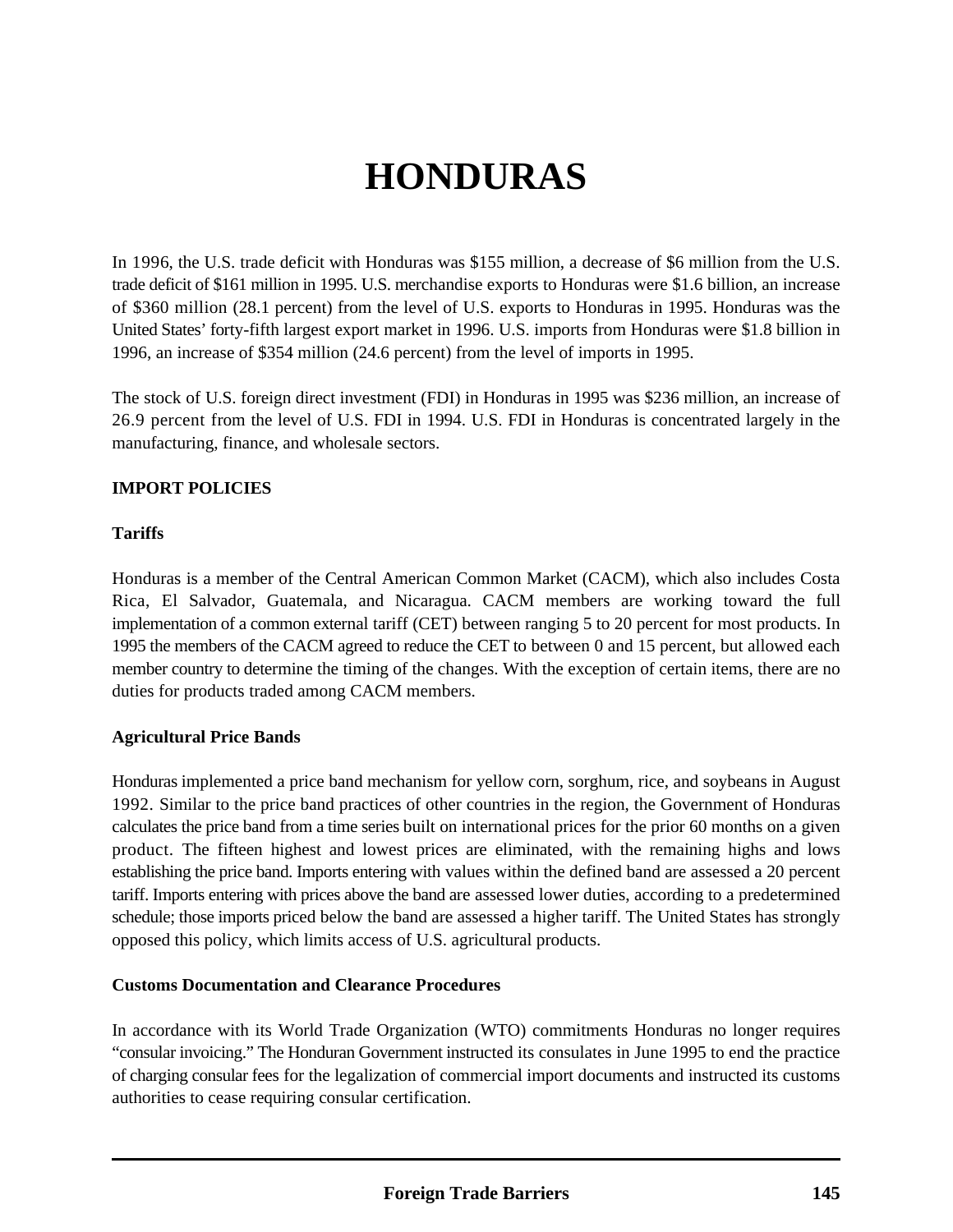# HONDURAS

In 1996, the U.S. trade deficit with Honduras was $155 million, a decrease of $6 million from the U.S. trade deficit of $161 million in 1995. U.S. merchandise exports to Honduras were $1.6 billion, an increase of $360 million (28.1 percent) from the level of U.S. exports to Honduras in 1995. Honduras was the United States' forty-fifth largest export market in 1996. U.S. imports from Honduras were $1.8 billion in 1996, an increase of $354 million (24.6 percent) from the level of imports in 1995.

The stock of U.S. foreign direct investment (FDI) in Honduras in 1995 was $236 million, an increase of 26.9 percent from the level of U.S. FDI in 1994. U.S. FDI in Honduras is concentrated largely in the manufacturing, finance, and wholesale sectors.

## IMPORT POLICIES

### Tariffs

Honduras is a member of the Central American Common Market (CACM), which also includes Costa Rica, El Salvador, Guatemala, and Nicaragua. CACM members are working toward the full implementation of a common external tariff (CET) between ranging 5 to 20 percent for most products. In 1995 the members of the CACM agreed to reduce the CET to between 0 and 15 percent, but allowed each member country to determine the timing of the changes. With the exception of certain items, there are no duties for products traded among CACM members.

### Agricultural Price Bands

Honduras implemented a price band mechanism for yellow corn, sorghum, rice, and soybeans in August 1992. Similar to the price band practices of other countries in the region, the Government of Honduras calculates the price band from a time series built on international prices for the prior 60 months on a given product. The fifteen highest and lowest prices are eliminated, with the remaining highs and lows establishing the price band. Imports entering with values within the defined band are assessed a 20 percent tariff. Imports entering with prices above the band are assessed lower duties, according to a predetermined schedule; those imports priced below the band are assessed a higher tariff. The United States has strongly opposed this policy, which limits access of U.S. agricultural products.

### Customs Documentation and Clearance Procedures

In accordance with its World Trade Organization (WTO) commitments Honduras no longer requires "consular invoicing." The Honduran Government instructed its consulates in June 1995 to end the practice of charging consular fees for the legalization of commercial import documents and instructed its customs authorities to cease requiring consular certification.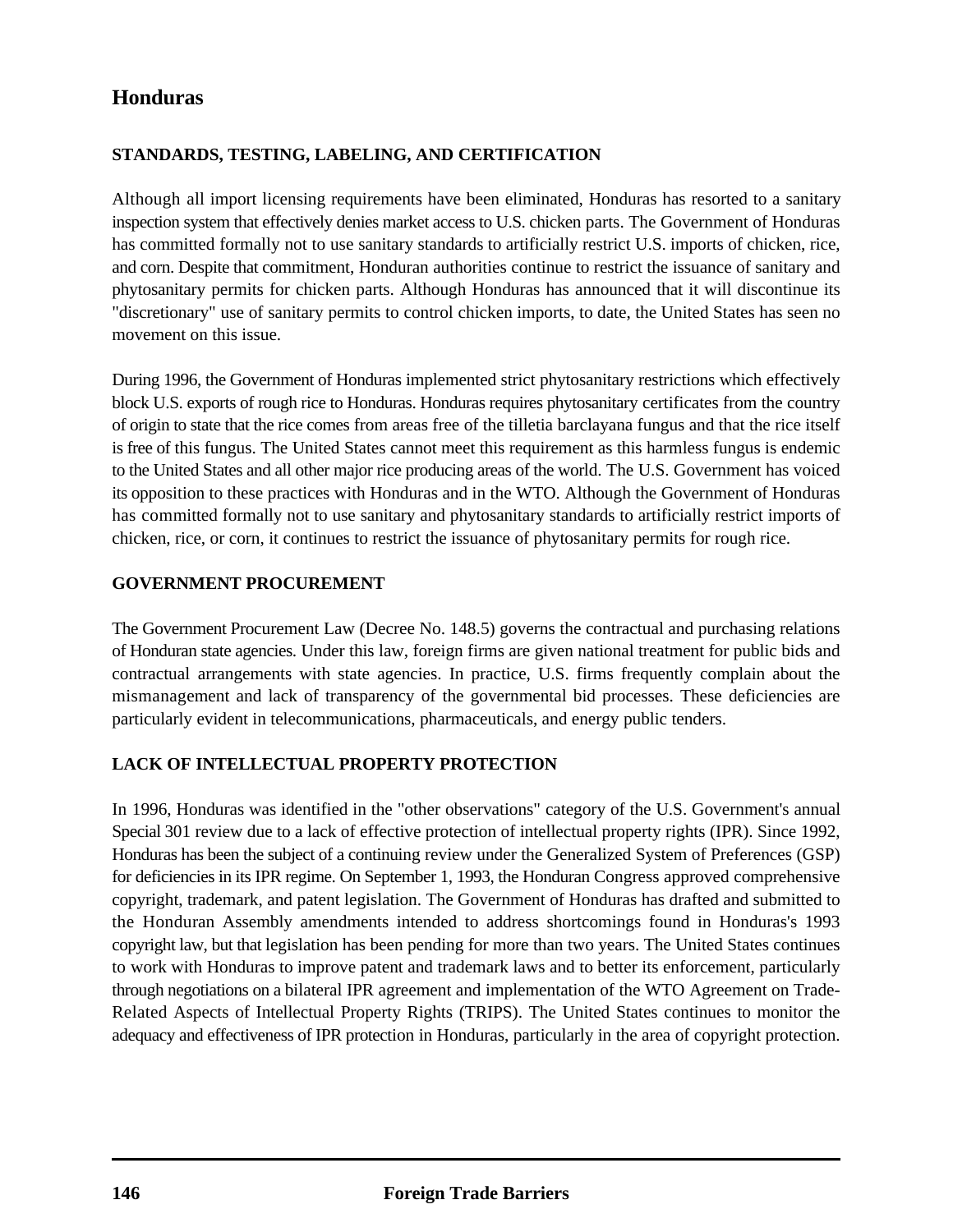# Honduras

## STANDARDS, TESTING, LABELING, AND CERTIFICATION

Although all import licensing requirements have been eliminated, Honduras has resorted to a sanitary inspection system that effectively denies market access to U.S. chicken parts. The Government of Honduras has committed formally not to use sanitary standards to artificially restrict U.S. imports of chicken, rice, and corn. Despite that commitment, Honduran authorities continue to restrict the issuance of sanitary and phytosanitary permits for chicken parts. Although Honduras has announced that it will discontinue its "discretionary" use of sanitary permits to control chicken imports, to date, the United States has seen no movement on this issue.

During 1996, the Government of Honduras implemented strict phytosanitary restrictions which effectively block U.S. exports of rough rice to Honduras. Honduras requires phytosanitary certificates from the country of origin to state that the rice comes from areas free of the tilletia barclayana fungus and that the rice itself is free of this fungus. The United States cannot meet this requirement as this harmless fungus is endemic to the United States and all other major rice producing areas of the world. The U.S. Government has voiced its opposition to these practices with Honduras and in the WTO. Although the Government of Honduras has committed formally not to use sanitary and phytosanitary standards to artificially restrict imports of chicken, rice, or corn, it continues to restrict the issuance of phytosanitary permits for rough rice.

## GOVERNMENT PROCUREMENT

The Government Procurement Law (Decree No. 148.5) governs the contractual and purchasing relations of Honduran state agencies. Under this law, foreign firms are given national treatment for public bids and contractual arrangements with state agencies. In practice, U.S. firms frequently complain about the mismanagement and lack of transparency of the governmental bid processes. These deficiencies are particularly evident in telecommunications, pharmaceuticals, and energy public tenders.

## LACK OF INTELLECTUAL PROPERTY PROTECTION

In 1996, Honduras was identified in the "other observations" category of the U.S. Government's annual Special 301 review due to a lack of effective protection of intellectual property rights (IPR). Since 1992, Honduras has been the subject of a continuing review under the Generalized System of Preferences (GSP) for deficiencies in its IPR regime. On September 1, 1993, the Honduran Congress approved comprehensive copyright, trademark, and patent legislation. The Government of Honduras has drafted and submitted to the Honduran Assembly amendments intended to address shortcomings found in Honduras's 1993 copyright law, but that legislation has been pending for more than two years. The United States continues to work with Honduras to improve patent and trademark laws and to better its enforcement, particularly through negotiations on a bilateral IPR agreement and implementation of the WTO Agreement on Trade-Related Aspects of Intellectual Property Rights (TRIPS). The United States continues to monitor the adequacy and effectiveness of IPR protection in Honduras, particularly in the area of copyright protection.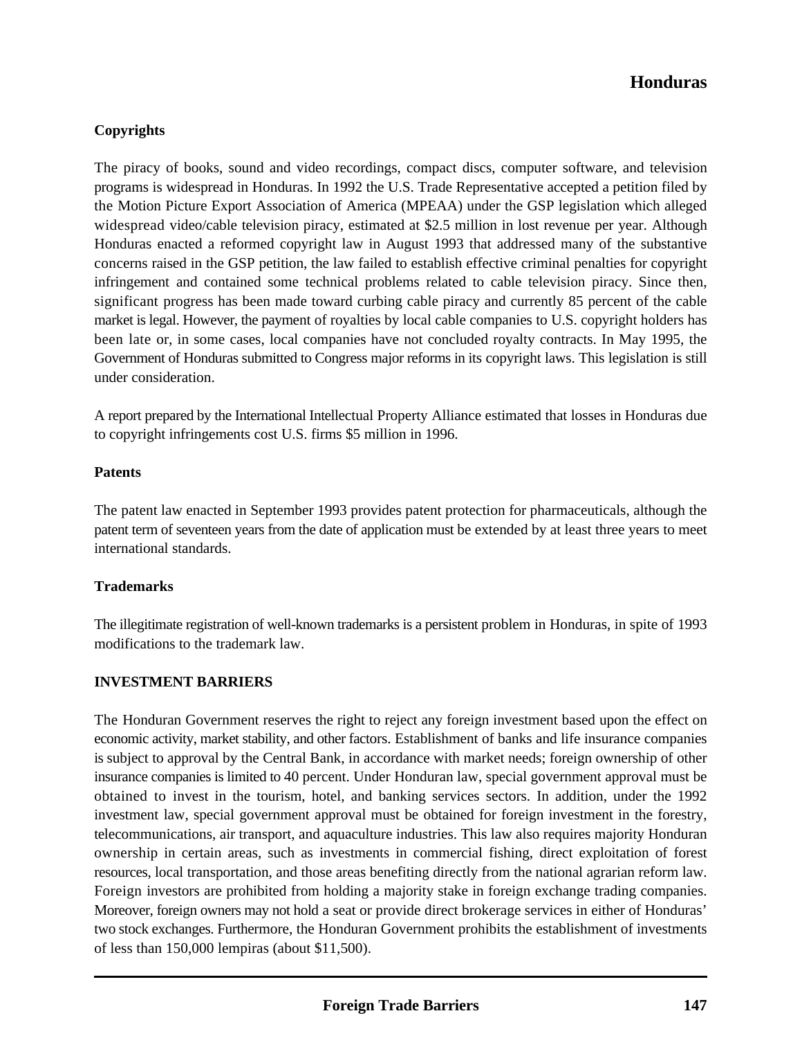### Copyrights

The piracy of books, sound and video recordings, compact discs, computer software, and television programs is widespread in Honduras. In 1992 the U.S. Trade Representative accepted a petition filed by the Motion Picture Export Association of America (MPEAA) under the GSP legislation which alleged widespread video/cable television piracy, estimated at $2.5 million in lost revenue per year. Although Honduras enacted a reformed copyright law in August 1993 that addressed many of the substantive concerns raised in the GSP petition, the law failed to establish effective criminal penalties for copyright infringement and contained some technical problems related to cable television piracy. Since then, significant progress has been made toward curbing cable piracy and currently 85 percent of the cable market is legal. However, the payment of royalties by local cable companies to U.S. copyright holders has been late or, in some cases, local companies have not concluded royalty contracts. In May 1995, the Government of Honduras submitted to Congress major reforms in its copyright laws. This legislation is still under consideration.

A report prepared by the International Intellectual Property Alliance estimated that losses in Honduras due to copyright infringements cost U.S. firms $5 million in 1996.

### Patents

The patent law enacted in September 1993 provides patent protection for pharmaceuticals, although the patent term of seventeen years from the date of application must be extended by at least three years to meet international standards.

### Trademarks

The illegitimate registration of well-known trademarks is a persistent problem in Honduras, in spite of 1993 modifications to the trademark law.

## INVESTMENT BARRIERS

The Honduran Government reserves the right to reject any foreign investment based upon the effect on economic activity, market stability, and other factors. Establishment of banks and life insurance companies is subject to approval by the Central Bank, in accordance with market needs; foreign ownership of other insurance companies is limited to 40 percent. Under Honduran law, special government approval must be obtained to invest in the tourism, hotel, and banking services sectors. In addition, under the 1992 investment law, special government approval must be obtained for foreign investment in the forestry, telecommunications, air transport, and aquaculture industries. This law also requires majority Honduran ownership in certain areas, such as investments in commercial fishing, direct exploitation of forest resources, local transportation, and those areas benefiting directly from the national agrarian reform law. Foreign investors are prohibited from holding a majority stake in foreign exchange trading companies. Moreover, foreign owners may not hold a seat or provide direct brokerage services in either of Honduras' two stock exchanges. Furthermore, the Honduran Government prohibits the establishment of investments of less than 150,000 lempiras (about $11,500).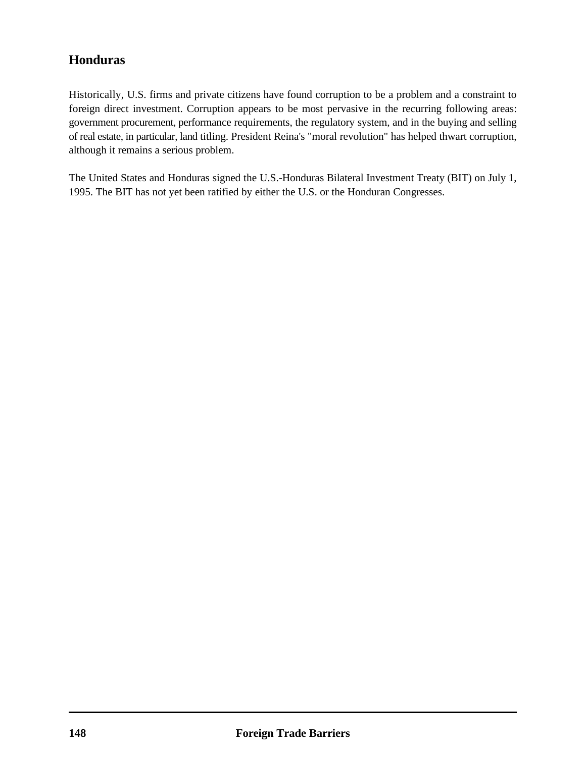## Honduras

Historically, U.S. firms and private citizens have found corruption to be a problem and a constraint to foreign direct investment. Corruption appears to be most pervasive in the recurring following areas: government procurement, performance requirements, the regulatory system, and in the buying and selling of real estate, in particular, land titling. President Reina's "moral revolution" has helped thwart corruption, although it remains a serious problem.

The United States and Honduras signed the U.S.-Honduras Bilateral Investment Treaty (BIT) on July 1, 1995. The BIT has not yet been ratified by either the U.S. or the Honduran Congresses.